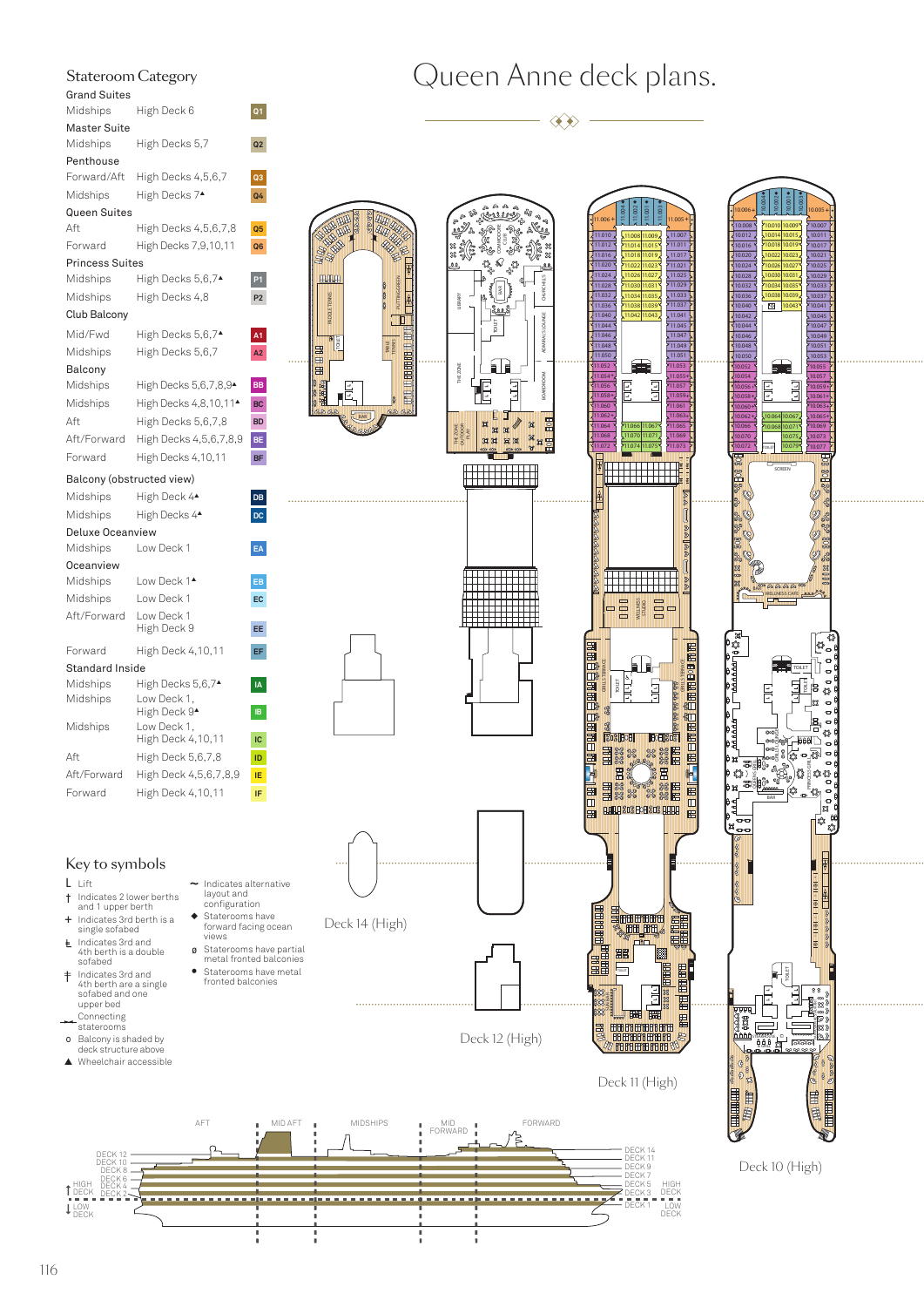# Queen Anne deck plans.

## Stateroom Category

| Category | Location | Decks | Code |
|---|---|---|---|
| **Grand Suites** | | | |
| | Midships | High Deck 6 | Q1 |
| **Master Suite** | | | |
| | Midships | High Decks 5,7 | Q2 |
| **Penthouse** | | | |
| | Forward/Aft | High Decks 4,5,6,7 | Q3 |
| | Midships | High Decks 7▲ | Q4 |
| **Queen Suites** | | | |
| | Aft | High Decks 4,5,6,7,8 | Q5 |
| | Forward | High Decks 7,9,10,11 | Q6 |
| **Princess Suites** | | | |
| | Midships | High Decks 5,6,7▲ | P1 |
| | Midships | High Decks 4,8 | P2 |
| **Club Balcony** | | | |
| | Mid/Fwd | High Decks 5,6,7▲ | A1 |
| | Midships | High Decks 5,6,7 | A2 |
| **Balcony** | | | |
| | Midships | High Decks 5,6,7,8,9▲ | BB |
| | Midships | High Decks 4,8,10,11▲ | BC |
| | Aft | High Decks 5,6,7,8 | BD |
| | Aft/Forward | High Decks 4,5,6,7,8,9 | BE |
| | Forward | High Decks 4,10,11 | BF |
| **Balcony (obstructed view)** | | | |
| | Midships | High Deck 4▲ | DB |
| | Midships | High Deck 4▲ | DC |
| **Deluxe Oceanview** | | | |
| | Midships | Low Deck 1 | EA |
| **Oceanview** | | | |
| | Midships | Low Deck 1▲ | EB |
| | Midships | Low Deck 1 | EC |
| | Aft/Forward | Low Deck 1, High Deck 9 | EE |
| | Forward | High Deck 4,10,11 | EF |
| **Standard Inside** | | | |
| | Midships | High Decks 5,6,7▲ | IA |
| | Midships | Low Deck 1, High Deck 9▲ | IB |
| | Midships | Low Deck 1, High Deck 4,10,11 | IC |
| | Aft | High Deck 5,6,7,8 | ID |
| | Aft/Forward | High Deck 4,5,6,7,8,9 | IE |
| | Forward | High Deck 4,10,11 | IF |

## Key to symbols

- L Lift
- † Indicates 2 lower berths and 1 upper berth
- + Indicates 3rd berth is a single sofabed
- Indicates 3rd and 4th berth is a double sofabed
- ‡ Indicates 3rd and 4th berth are a single sofabed and one upper bed
- Connecting staterooms
- o Balcony is shaded by deck structure above
- ▲ Wheelchair accessible
- ~ Indicates alternative layout and configuration
- ◆ Staterooms have forward facing ocean views
- ø Staterooms have partial metal fronted balconies
- • Staterooms have metal fronted balconies

Deck 14 (High)

Deck 12 (High)

Deck 11 (High)

Deck 10 (High)

AFT | MID AFT | MIDSHIPS | MID FORWARD | FORWARD

HIGH DECK: DECK 14, DECK 12, DECK 11, DECK 10, DECK 9, DECK 8, DECK 7, DECK 6, DECK 5, DECK 4, DECK 3, DECK 2

LOW DECK: DECK 1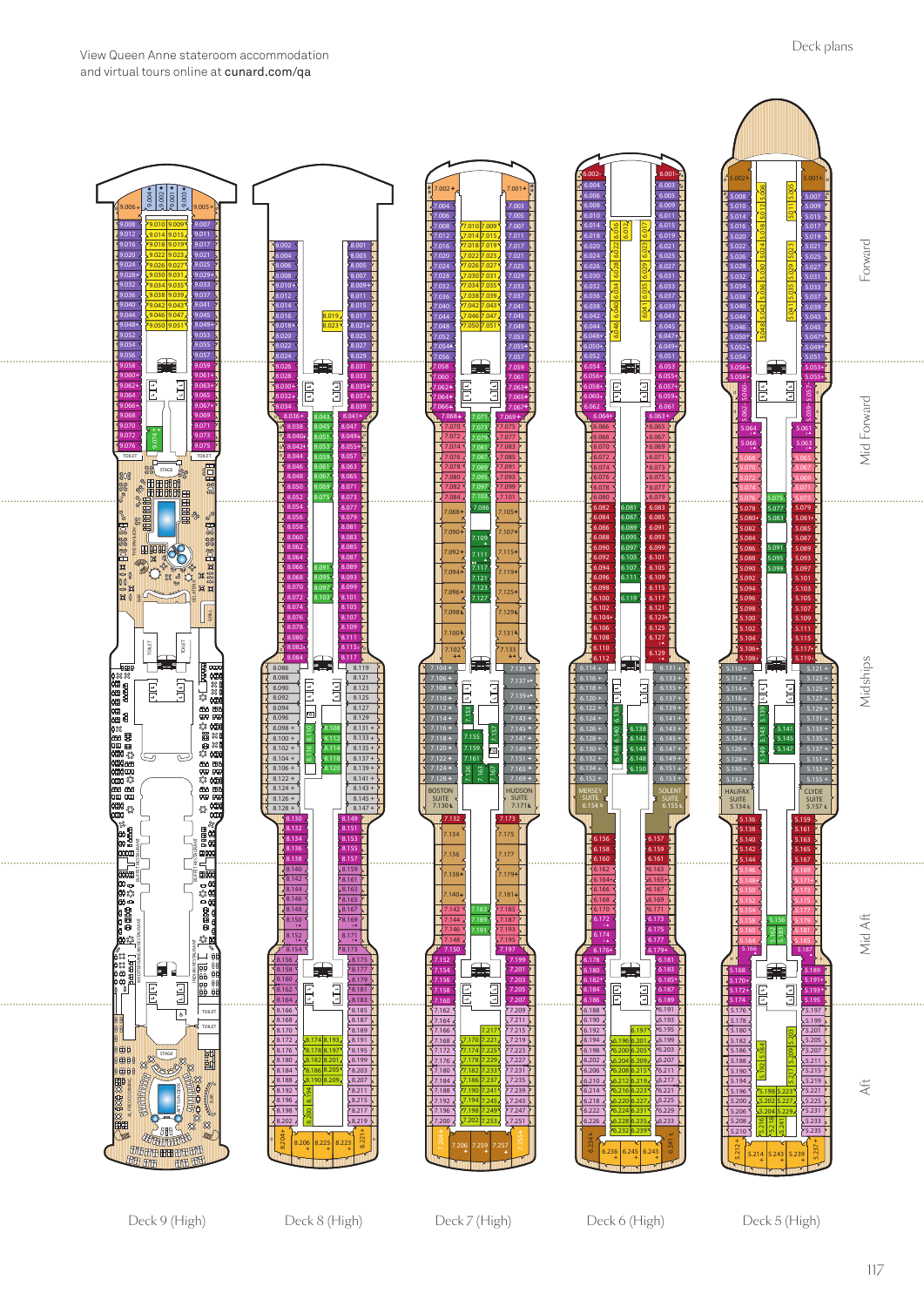View Queen Anne stateroom accommodation
and virtual tours online at cunard.com/qa

Deck plans

Forward

Mid Forward

Midships

Mid Aft

Aft

Deck 9 (High)

Deck 8 (High)

Deck 7 (High)

Deck 6 (High)

Deck 5 (High)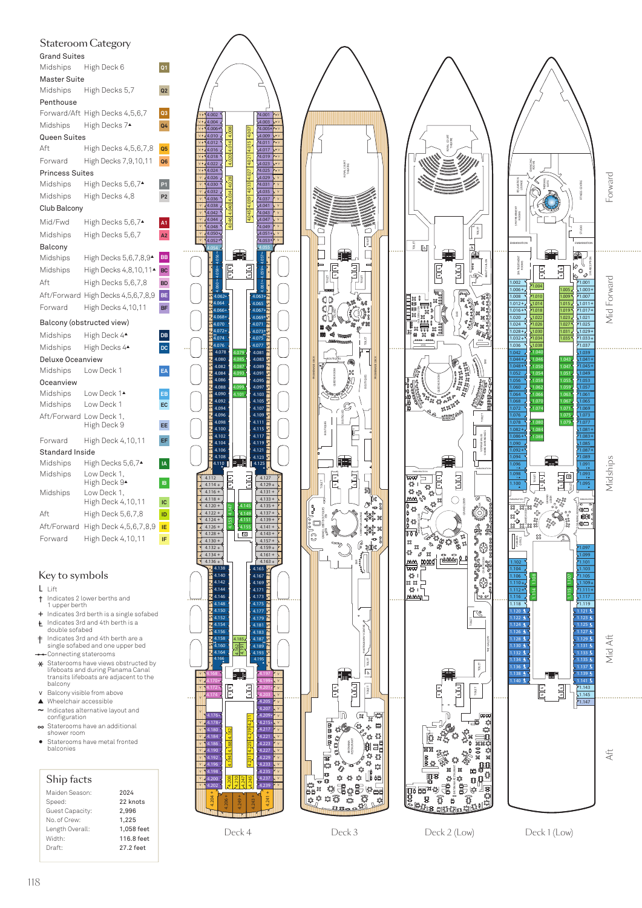# Stateroom Category

| | | | |
|---|---|---|---|
| **Grand Suites** | | | |
| Midships | High Deck 6 | Q1 |
| **Master Suite** | | | |
| Midships | High Decks 5,7 | Q2 |
| **Penthouse** | | | |
| Forward/Aft | High Decks 4,5,6,7 | Q3 |
| Midships | High Decks 7▲ | Q4 |
| **Queen Suites** | | | |
| Aft | High Decks 4,5,6,7,8 | Q5 |
| Forward | High Decks 7,9,10,11 | Q6 |
| **Princess Suites** | | | |
| Midships | High Decks 5,6,7▲ | P1 |
| Midships | High Decks 4,8 | P2 |
| **Club Balcony** | | | |
| Mid/Fwd | High Decks 5,6,7▲ | A1 |
| Midships | High Decks 5,6,7 | A2 |
| **Balcony** | | | |
| Midships | High Decks 5,6,7,8,9▲ | BB |
| Midships | High Decks 4,8,10,11▲ | BC |
| Aft | High Decks 5,6,7,8 | BD |
| Aft/Forward | High Decks 4,5,6,7,8,9 | BE |
| Forward | High Decks 4,10,11 | BF |
| **Balcony (obstructed view)** | | | |
| Midships | High Deck 4▲ | DB |
| Midships | High Decks 4▲ | DC |
| **Deluxe Oceanview** | | | |
| Midships | Low Deck 1 | EA |
| **Oceanview** | | | |
| Midships | Low Deck 1▲ | EB |
| Midships | Low Deck 1 | EC |
| Aft/Forward | Low Deck 1, High Deck 9 | EE |
| Forward | High Deck 4,10,11 | EF |
| **Standard Inside** | | | |
| Midships | High Decks 5,6,7▲ | IA |
| Midships | Low Deck 1, High Deck 9▲ | IB |
| Midships | Low Deck 1, High Deck 4,10,11 | IC |
| Aft | High Deck 5,6,7,8 | ID |
| Aft/Forward | High Deck 4,5,6,7,8,9 | IE |
| Forward | High Deck 4,10,11 | IF |

# Key to symbols

- L Lift
- † Indicates 2 lower berths and 1 upper berth
- + Indicates 3rd berth is a single sofabed
- ŧ Indicates 3rd and 4th berth is a double sofabed
- ǂ Indicates 3rd and 4th berth are a single sofabed and one upper bed
- ⟷ Connecting staterooms
- ✱ Staterooms have views obstructed by lifeboats and during Panama Canal transits lifeboats are adjacent to the balcony
- v Balcony visible from above
- ▲ Wheelchair accessible
- ~ Indicates alternative layout and configuration
- ∞ Staterooms have an additional shower room
- • Staterooms have metal fronted balconies

## Ship facts

| | |
|---|---|
| Maiden Season: | 2024 |
| Speed: | 22 knots |
| Guest Capacity: | 2,996 |
| No. of Crew: | 1,225 |
| Length Overall: | 1,058 feet |
| Width: | 116.8 feet |
| Draft: | 27.2 feet |

Forward
Mid Forward
Midships
Mid Aft
Aft

Deck 4
Deck 3
Deck 2 (Low)
Deck 1 (Low)